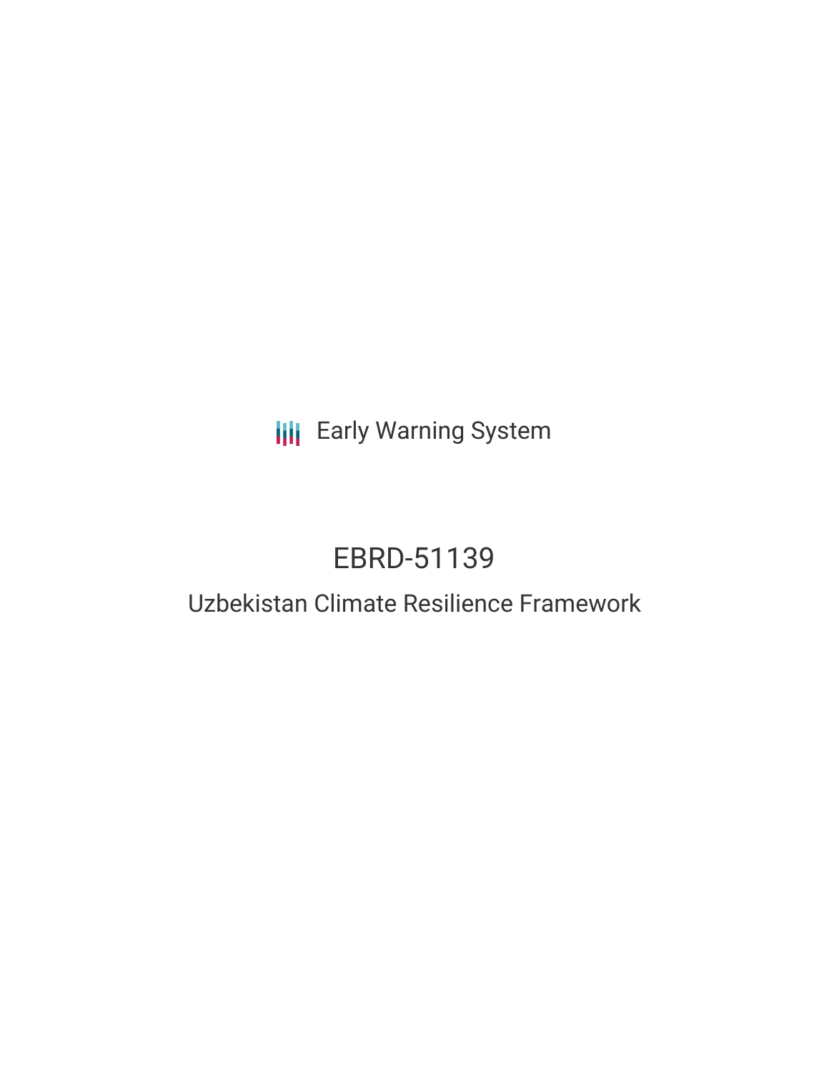Early Warning System

# EBRD-51139

## Uzbekistan Climate Resilience Framework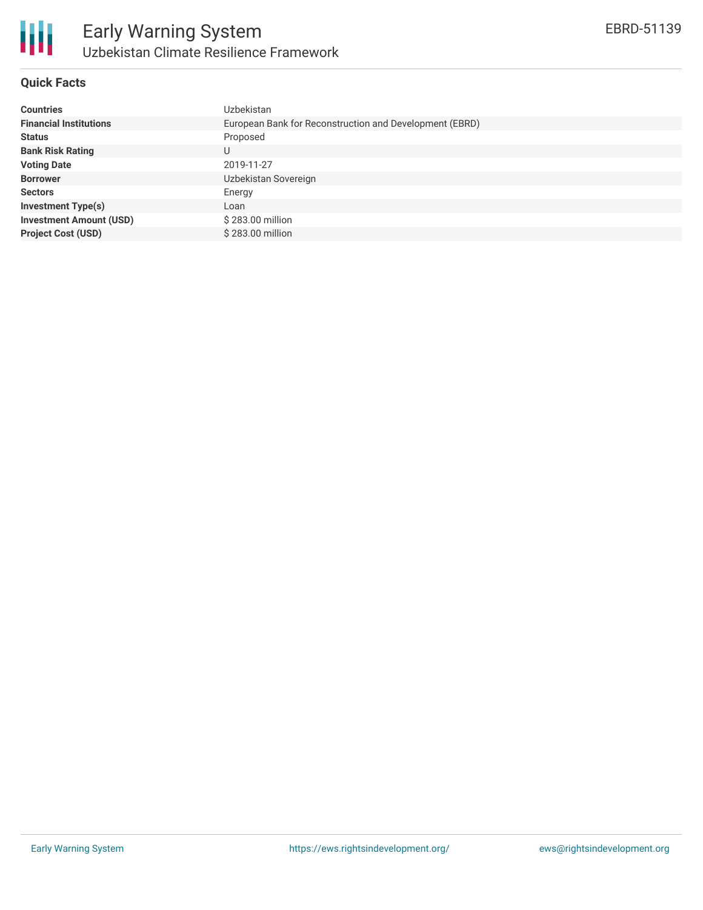# Early Warning System

## Uzbekistan Climate Resilience Framework

EBRD-51139

### Quick Facts

| | |
|---|---|
| **Countries** | Uzbekistan |
| **Financial Institutions** | European Bank for Reconstruction and Development (EBRD) |
| **Status** | Proposed |
| **Bank Risk Rating** | U |
| **Voting Date** | 2019-11-27 |
| **Borrower** | Uzbekistan Sovereign |
| **Sectors** | Energy |
| **Investment Type(s)** | Loan |
| **Investment Amount (USD)** | $ 283.00 million |
| **Project Cost (USD)** | $ 283.00 million |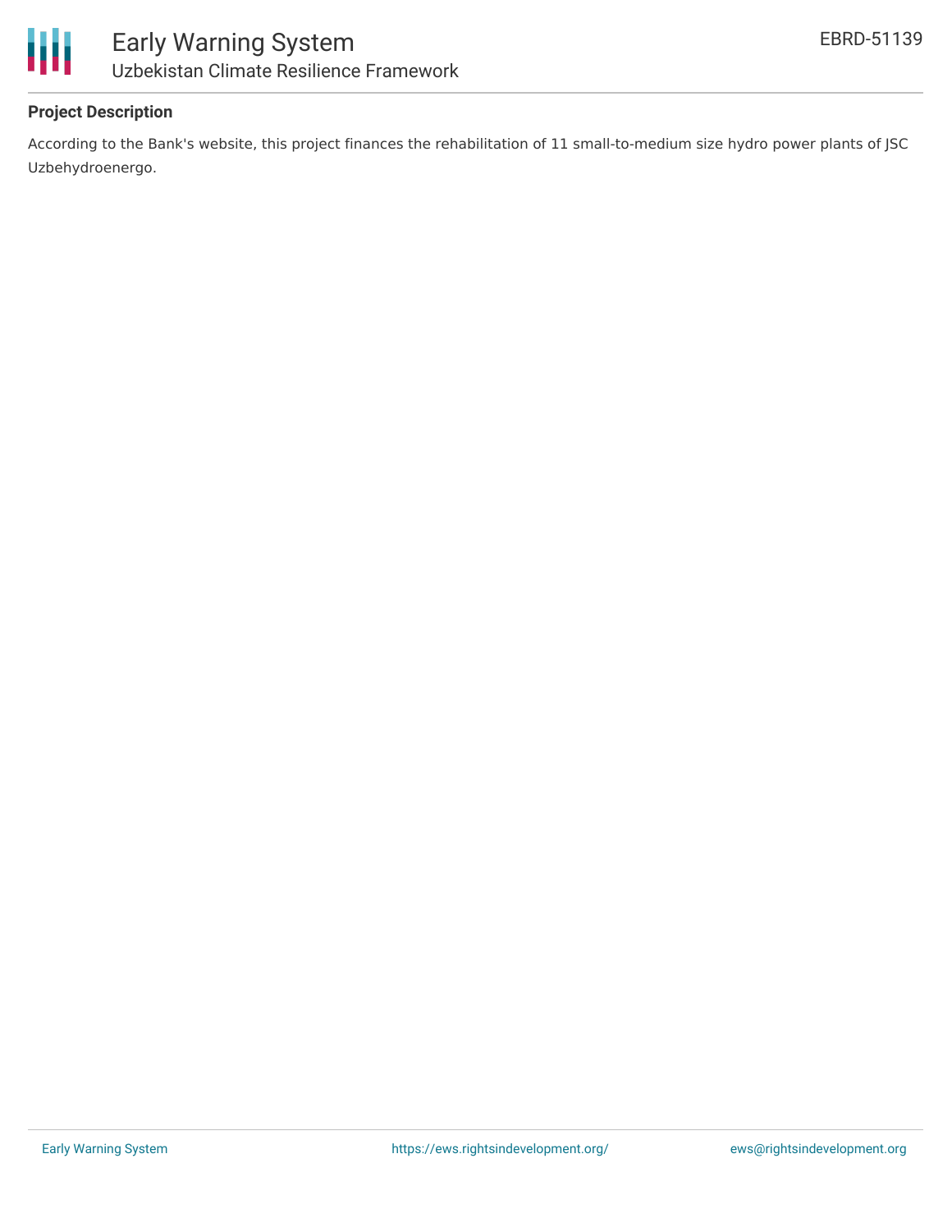**Project Description**

According to the Bank's website, this project finances the rehabilitation of 11 small-to-medium size hydro power plants of JSC Uzbehydroenergo.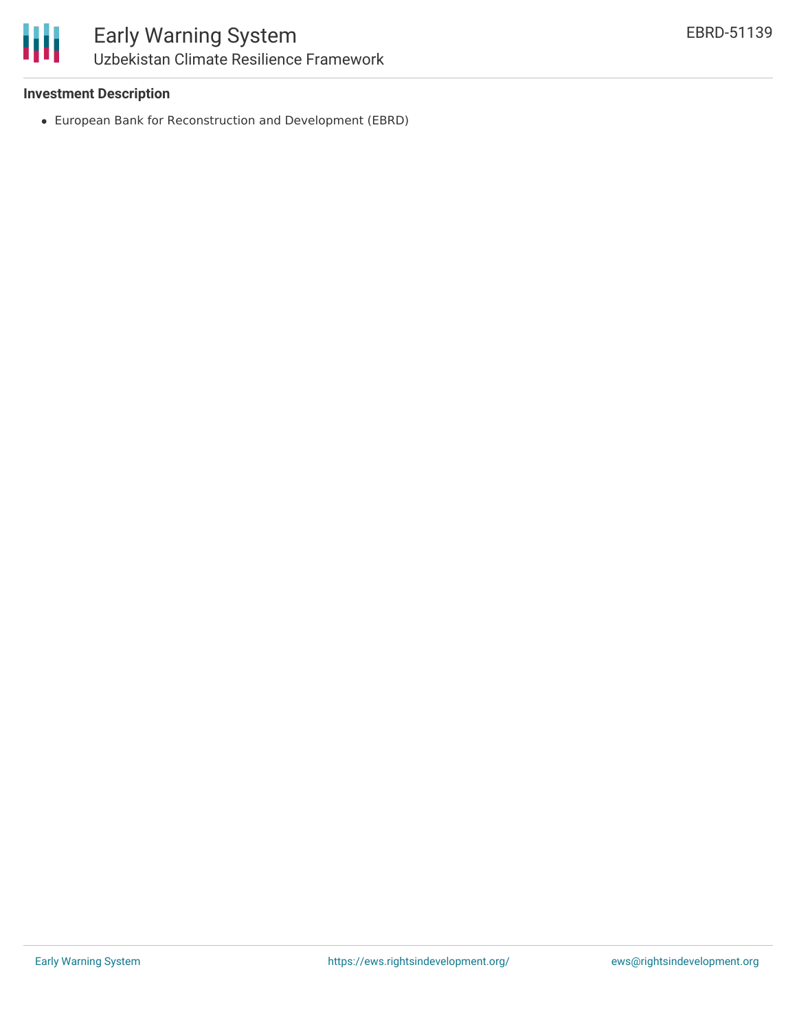**Investment Description**

- European Bank for Reconstruction and Development (EBRD)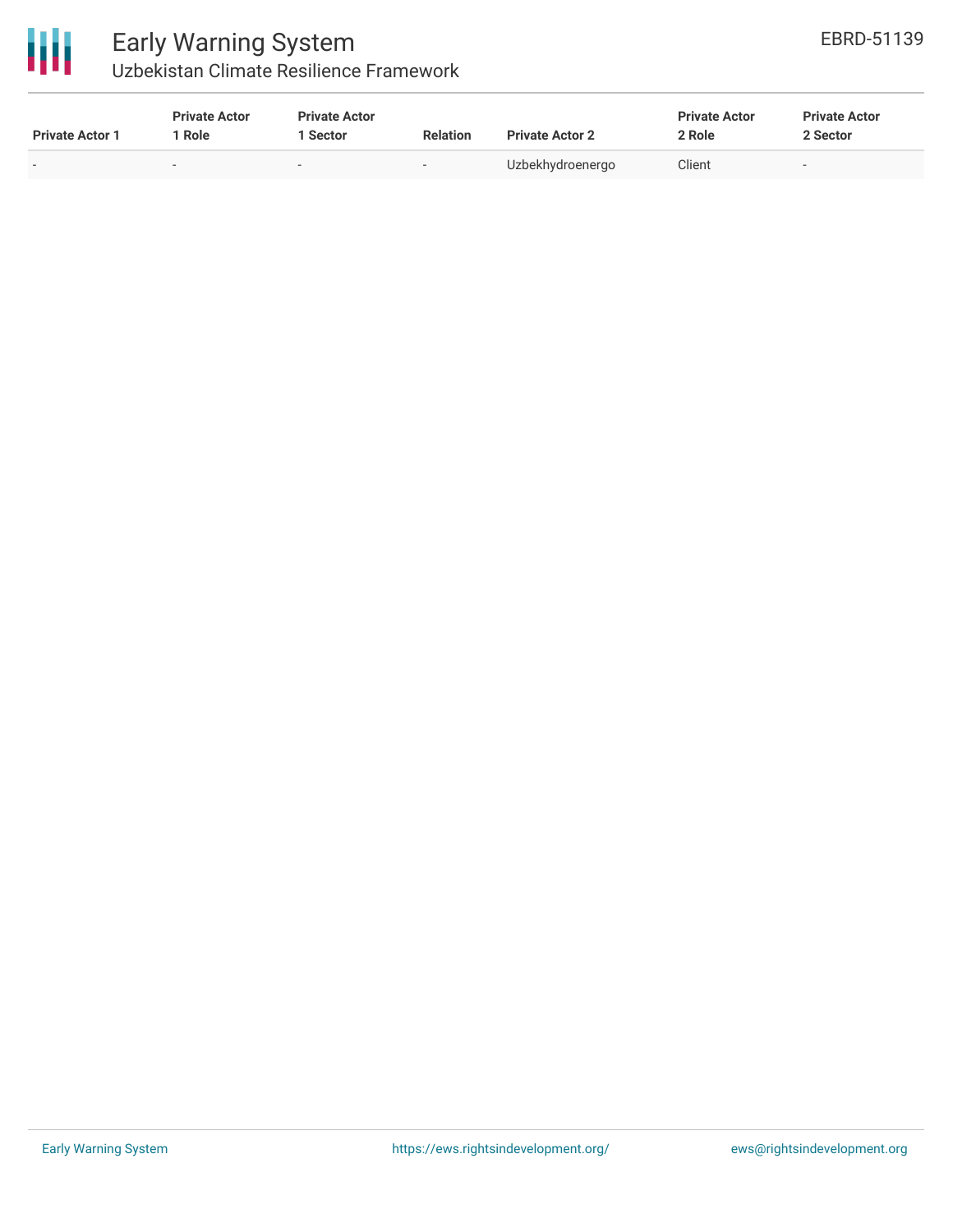| Private Actor 1 | Private Actor 1 Role | Private Actor 1 Sector | Relation | Private Actor 2 | Private Actor 2 Role | Private Actor 2 Sector |
|---|---|---|---|---|---|---|
| - | - | - | - | Uzbekhydroenergo | Client | - |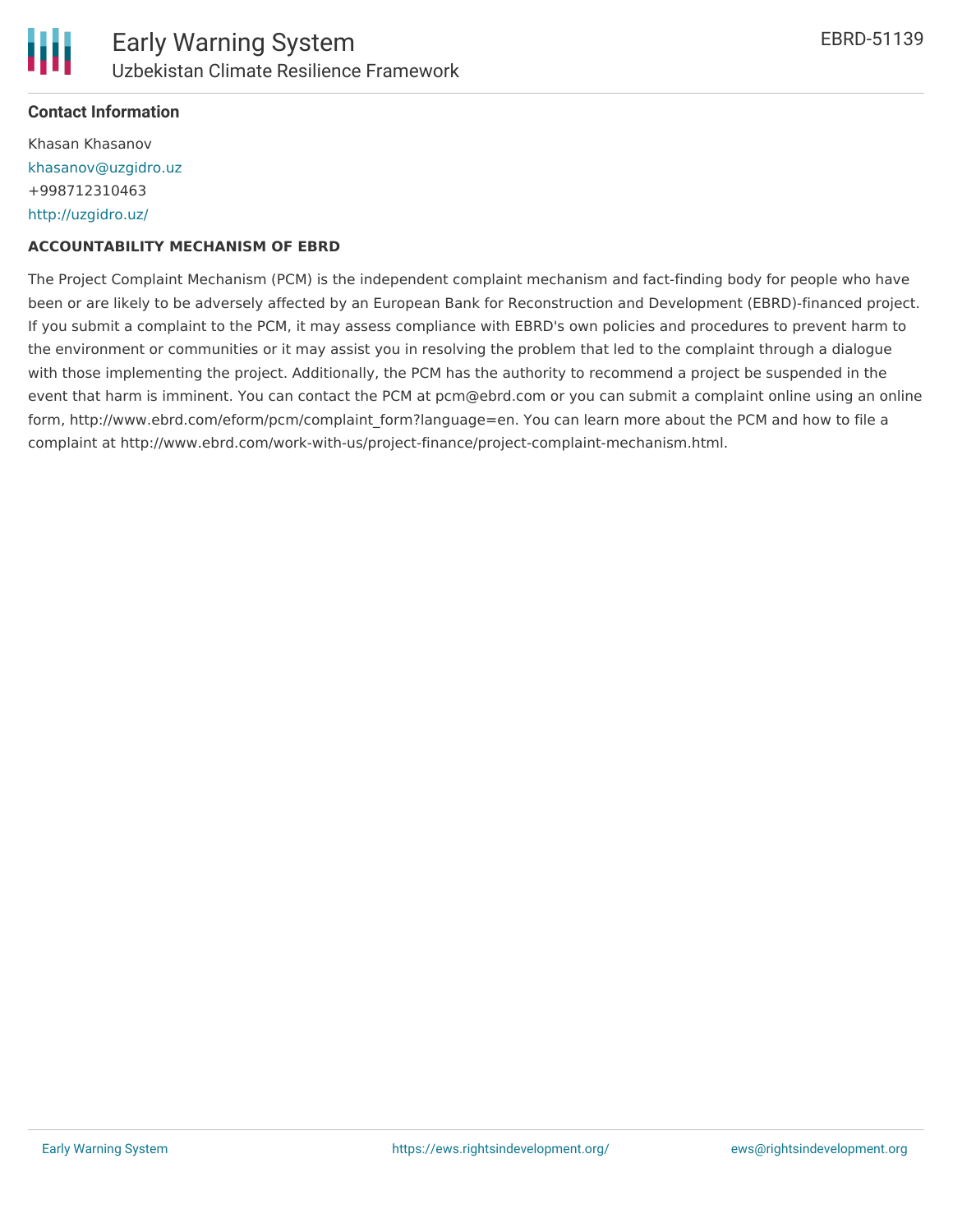**Contact Information**

Khasan Khasanov
khasanov@uzgidro.uz
+998712310463
http://uzgidro.uz/

**ACCOUNTABILITY MECHANISM OF EBRD**

The Project Complaint Mechanism (PCM) is the independent complaint mechanism and fact-finding body for people who have been or are likely to be adversely affected by an European Bank for Reconstruction and Development (EBRD)-financed project. If you submit a complaint to the PCM, it may assess compliance with EBRD's own policies and procedures to prevent harm to the environment or communities or it may assist you in resolving the problem that led to the complaint through a dialogue with those implementing the project. Additionally, the PCM has the authority to recommend a project be suspended in the event that harm is imminent. You can contact the PCM at pcm@ebrd.com or you can submit a complaint online using an online form, http://www.ebrd.com/eform/pcm/complaint_form?language=en. You can learn more about the PCM and how to file a complaint at http://www.ebrd.com/work-with-us/project-finance/project-complaint-mechanism.html.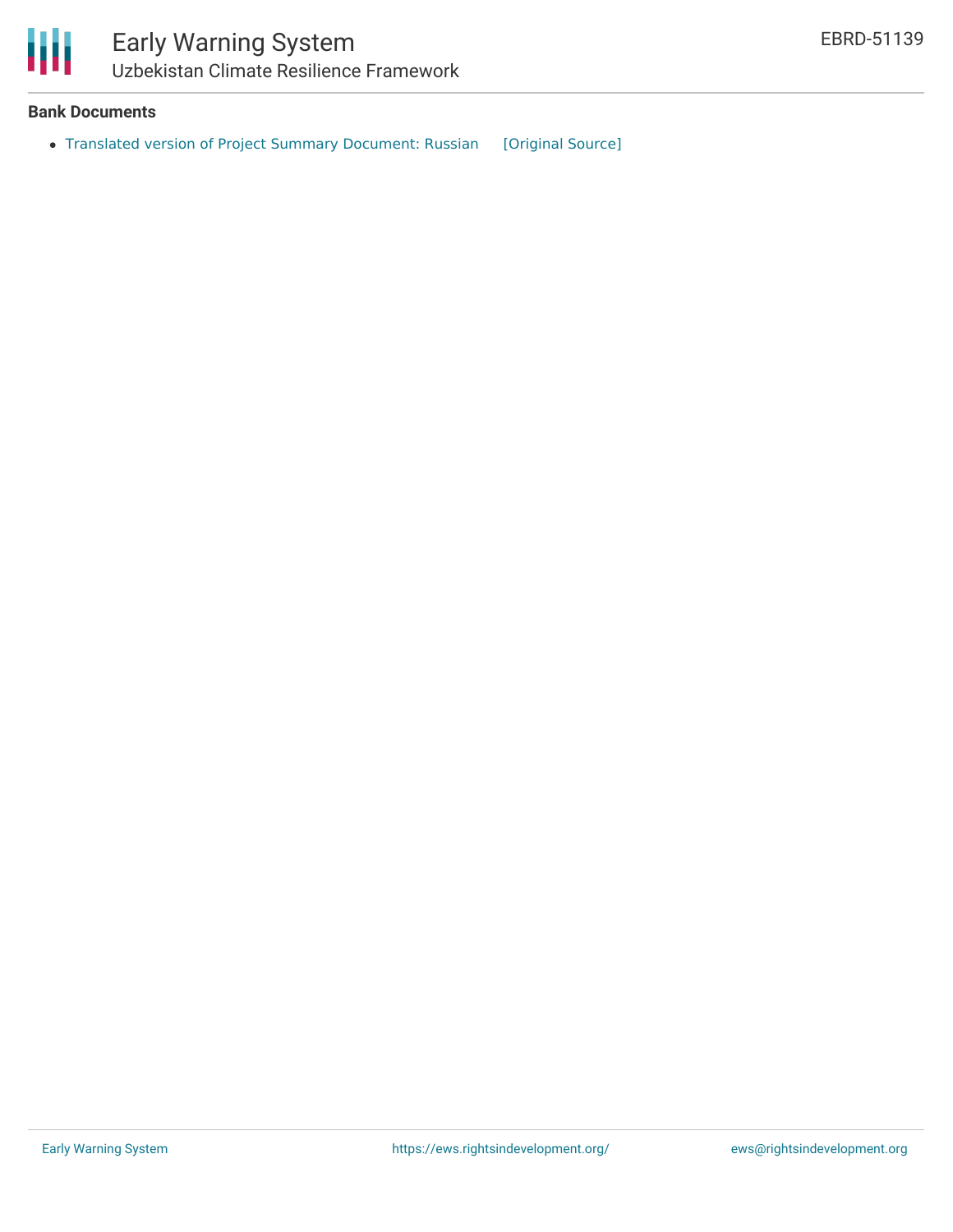**Bank Documents**

- Translated version of Project Summary Document: Russian [Original Source]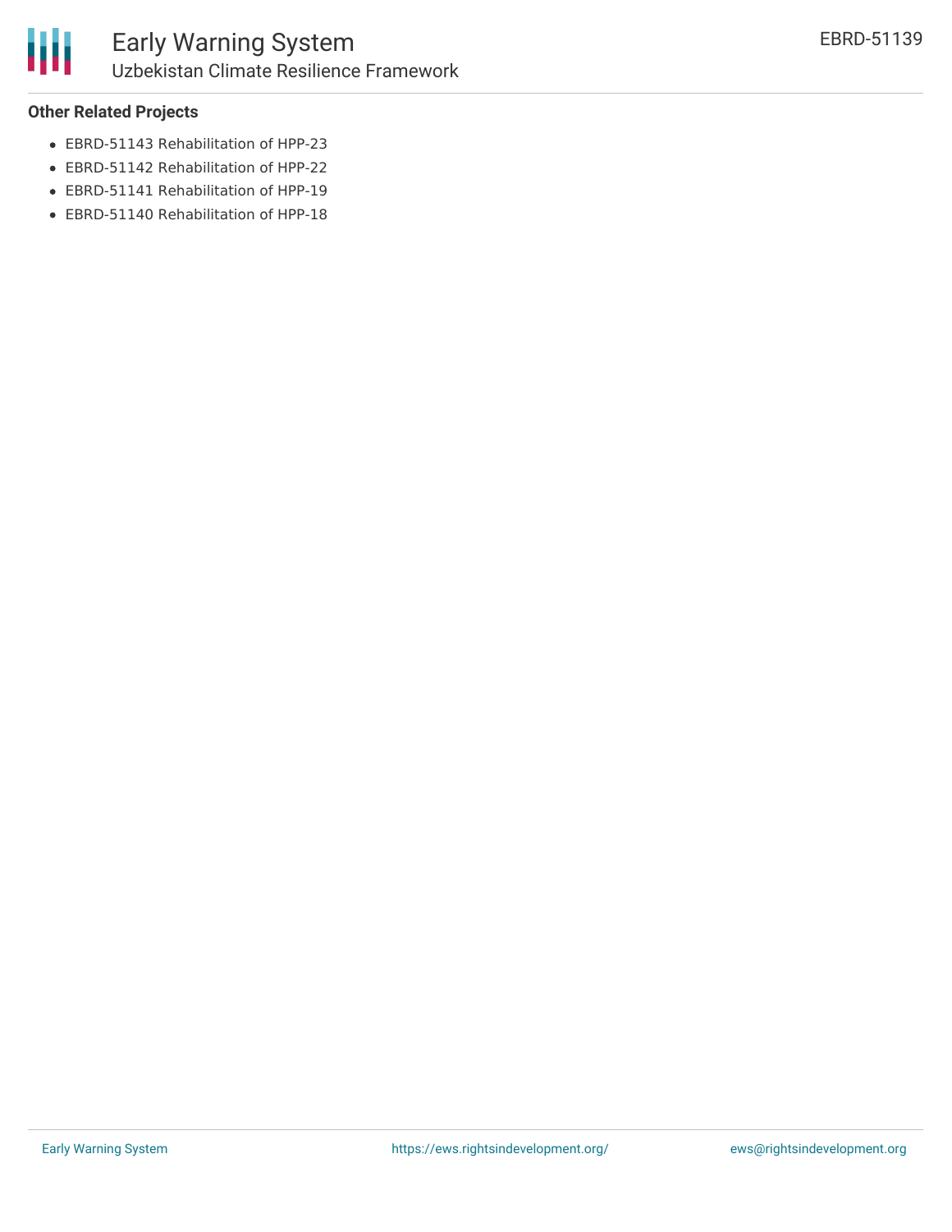**Other Related Projects**

- EBRD-51143 Rehabilitation of HPP-23
- EBRD-51142 Rehabilitation of HPP-22
- EBRD-51141 Rehabilitation of HPP-19
- EBRD-51140 Rehabilitation of HPP-18